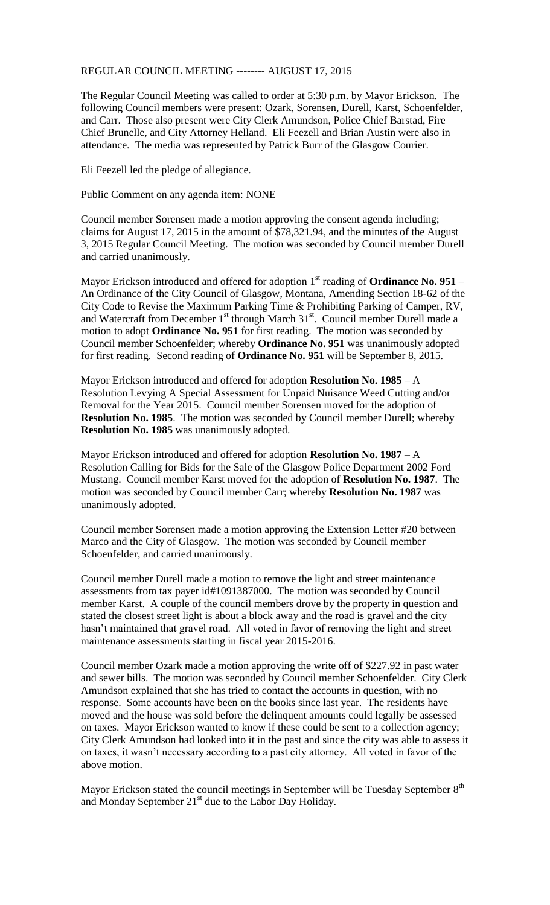REGULAR COUNCIL MEETING -------- AUGUST 17, 2015

The Regular Council Meeting was called to order at 5:30 p.m. by Mayor Erickson. The following Council members were present: Ozark, Sorensen, Durell, Karst, Schoenfelder, and Carr. Those also present were City Clerk Amundson, Police Chief Barstad, Fire Chief Brunelle, and City Attorney Helland. Eli Feezell and Brian Austin were also in attendance. The media was represented by Patrick Burr of the Glasgow Courier.

Eli Feezell led the pledge of allegiance.

Public Comment on any agenda item: NONE

Council member Sorensen made a motion approving the consent agenda including; claims for August 17, 2015 in the amount of $78,321.94, and the minutes of the August 3, 2015 Regular Council Meeting. The motion was seconded by Council member Durell and carried unanimously.

Mayor Erickson introduced and offered for adoption 1st reading of **Ordinance No. 951** – An Ordinance of the City Council of Glasgow, Montana, Amending Section 18-62 of the City Code to Revise the Maximum Parking Time & Prohibiting Parking of Camper, RV, and Watercraft from December 1st through March 31st. Council member Durell made a motion to adopt **Ordinance No. 951** for first reading. The motion was seconded by Council member Schoenfelder; whereby **Ordinance No. 951** was unanimously adopted for first reading. Second reading of **Ordinance No. 951** will be September 8, 2015.

Mayor Erickson introduced and offered for adoption **Resolution No. 1985** – A Resolution Levying A Special Assessment for Unpaid Nuisance Weed Cutting and/or Removal for the Year 2015. Council member Sorensen moved for the adoption of **Resolution No. 1985**. The motion was seconded by Council member Durell; whereby **Resolution No. 1985** was unanimously adopted.

Mayor Erickson introduced and offered for adoption **Resolution No. 1987 –** A Resolution Calling for Bids for the Sale of the Glasgow Police Department 2002 Ford Mustang. Council member Karst moved for the adoption of **Resolution No. 1987**. The motion was seconded by Council member Carr; whereby **Resolution No. 1987** was unanimously adopted.

Council member Sorensen made a motion approving the Extension Letter #20 between Marco and the City of Glasgow. The motion was seconded by Council member Schoenfelder, and carried unanimously.

Council member Durell made a motion to remove the light and street maintenance assessments from tax payer id#1091387000. The motion was seconded by Council member Karst. A couple of the council members drove by the property in question and stated the closest street light is about a block away and the road is gravel and the city hasn't maintained that gravel road. All voted in favor of removing the light and street maintenance assessments starting in fiscal year 2015-2016.

Council member Ozark made a motion approving the write off of $227.92 in past water and sewer bills. The motion was seconded by Council member Schoenfelder. City Clerk Amundson explained that she has tried to contact the accounts in question, with no response. Some accounts have been on the books since last year. The residents have moved and the house was sold before the delinquent amounts could legally be assessed on taxes. Mayor Erickson wanted to know if these could be sent to a collection agency; City Clerk Amundson had looked into it in the past and since the city was able to assess it on taxes, it wasn't necessary according to a past city attorney. All voted in favor of the above motion.

Mayor Erickson stated the council meetings in September will be Tuesday September 8th and Monday September 21st due to the Labor Day Holiday.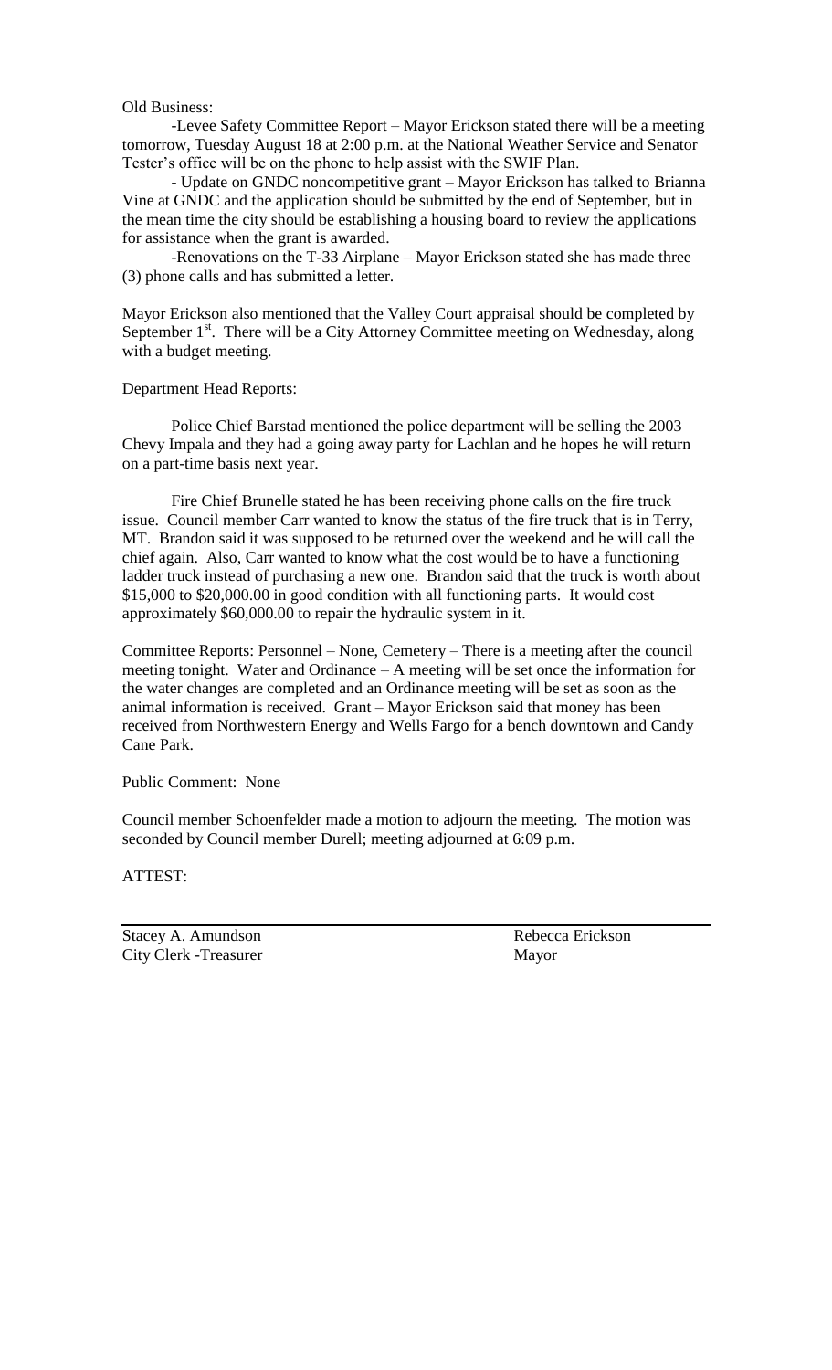Old Business:

-Levee Safety Committee Report – Mayor Erickson stated there will be a meeting tomorrow, Tuesday August 18 at 2:00 p.m. at the National Weather Service and Senator Tester's office will be on the phone to help assist with the SWIF Plan.

- Update on GNDC noncompetitive grant – Mayor Erickson has talked to Brianna Vine at GNDC and the application should be submitted by the end of September, but in the mean time the city should be establishing a housing board to review the applications for assistance when the grant is awarded.

-Renovations on the T-33 Airplane – Mayor Erickson stated she has made three (3) phone calls and has submitted a letter.

Mayor Erickson also mentioned that the Valley Court appraisal should be completed by September 1st. There will be a City Attorney Committee meeting on Wednesday, along with a budget meeting.

Department Head Reports:

Police Chief Barstad mentioned the police department will be selling the 2003 Chevy Impala and they had a going away party for Lachlan and he hopes he will return on a part-time basis next year.

Fire Chief Brunelle stated he has been receiving phone calls on the fire truck issue. Council member Carr wanted to know the status of the fire truck that is in Terry, MT. Brandon said it was supposed to be returned over the weekend and he will call the chief again. Also, Carr wanted to know what the cost would be to have a functioning ladder truck instead of purchasing a new one. Brandon said that the truck is worth about $15,000 to $20,000.00 in good condition with all functioning parts. It would cost approximately $60,000.00 to repair the hydraulic system in it.

Committee Reports: Personnel – None, Cemetery – There is a meeting after the council meeting tonight. Water and Ordinance – A meeting will be set once the information for the water changes are completed and an Ordinance meeting will be set as soon as the animal information is received. Grant – Mayor Erickson said that money has been received from Northwestern Energy and Wells Fargo for a bench downtown and Candy Cane Park.

Public Comment: None

Council member Schoenfelder made a motion to adjourn the meeting. The motion was seconded by Council member Durell; meeting adjourned at 6:09 p.m.

ATTEST:

| | |
|---|---|
| Stacey A. Amundson | Rebecca Erickson |
| City Clerk -Treasurer | Mayor |